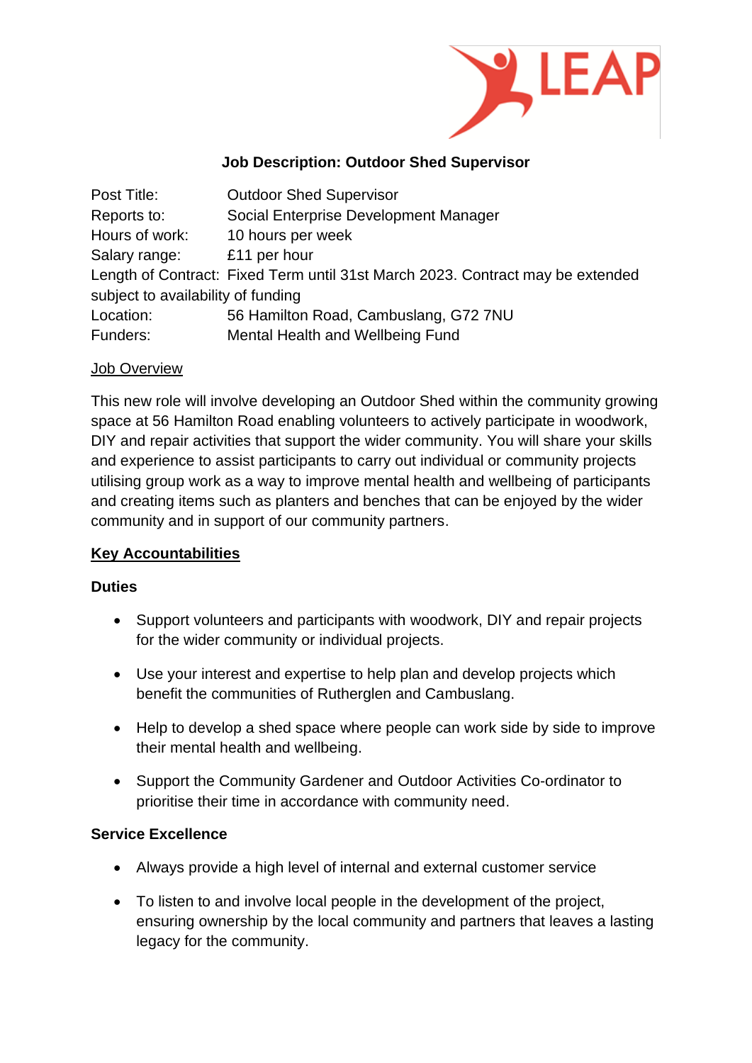LEAP

# Job Description: Outdoor Shed Supervisor

Post Title: Outdoor Shed Supervisor
Reports to: Social Enterprise Development Manager
Hours of work: 10 hours per week
Salary range: £11 per hour
Length of Contract: Fixed Term until 31st March 2023. Contract may be extended subject to availability of funding
Location: 56 Hamilton Road, Cambuslang, G72 7NU
Funders: Mental Health and Wellbeing Fund

## Job Overview

This new role will involve developing an Outdoor Shed within the community growing space at 56 Hamilton Road enabling volunteers to actively participate in woodwork, DIY and repair activities that support the wider community. You will share your skills and experience to assist participants to carry out individual or community projects utilising group work as a way to improve mental health and wellbeing of participants and creating items such as planters and benches that can be enjoyed by the wider community and in support of our community partners.

## Key Accountabilities

### Duties

- Support volunteers and participants with woodwork, DIY and repair projects for the wider community or individual projects.
- Use your interest and expertise to help plan and develop projects which benefit the communities of Rutherglen and Cambuslang.
- Help to develop a shed space where people can work side by side to improve their mental health and wellbeing.
- Support the Community Gardener and Outdoor Activities Co-ordinator to prioritise their time in accordance with community need.

### Service Excellence

- Always provide a high level of internal and external customer service
- To listen to and involve local people in the development of the project, ensuring ownership by the local community and partners that leaves a lasting legacy for the community.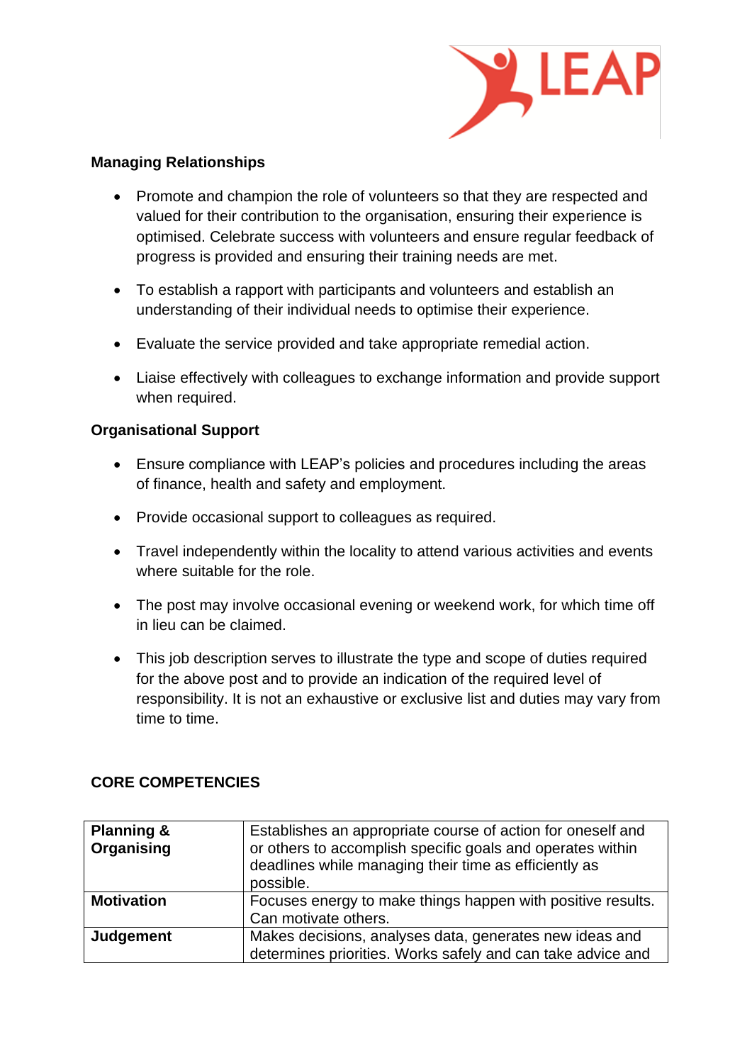**Managing Relationships**

- Promote and champion the role of volunteers so that they are respected and valued for their contribution to the organisation, ensuring their experience is optimised. Celebrate success with volunteers and ensure regular feedback of progress is provided and ensuring their training needs are met.
- To establish a rapport with participants and volunteers and establish an understanding of their individual needs to optimise their experience.
- Evaluate the service provided and take appropriate remedial action.
- Liaise effectively with colleagues to exchange information and provide support when required.

**Organisational Support**

- Ensure compliance with LEAP's policies and procedures including the areas of finance, health and safety and employment.
- Provide occasional support to colleagues as required.
- Travel independently within the locality to attend various activities and events where suitable for the role.
- The post may involve occasional evening or weekend work, for which time off in lieu can be claimed.
- This job description serves to illustrate the type and scope of duties required for the above post and to provide an indication of the required level of responsibility. It is not an exhaustive or exclusive list and duties may vary from time to time.

**CORE COMPETENCIES**

| | |
|---|---|
| **Planning & Organising** | Establishes an appropriate course of action for oneself and or others to accomplish specific goals and operates within deadlines while managing their time as efficiently as possible. |
| **Motivation** | Focuses energy to make things happen with positive results. Can motivate others. |
| **Judgement** | Makes decisions, analyses data, generates new ideas and determines priorities. Works safely and can take advice and |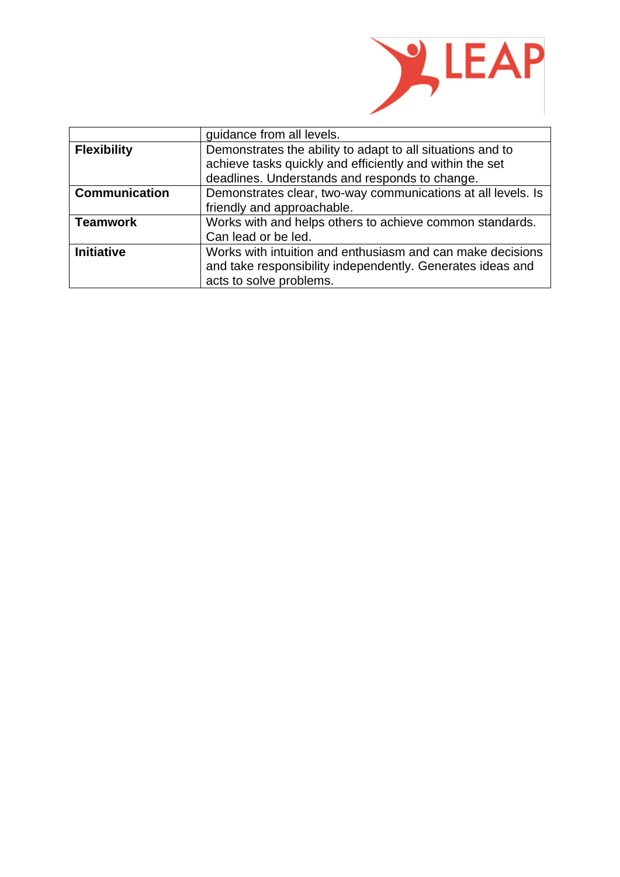| | |
|---|---|
| | guidance from all levels. |
| **Flexibility** | Demonstrates the ability to adapt to all situations and to achieve tasks quickly and efficiently and within the set deadlines. Understands and responds to change. |
| **Communication** | Demonstrates clear, two-way communications at all levels. Is friendly and approachable. |
| **Teamwork** | Works with and helps others to achieve common standards. Can lead or be led. |
| **Initiative** | Works with intuition and enthusiasm and can make decisions and take responsibility independently. Generates ideas and acts to solve problems. |